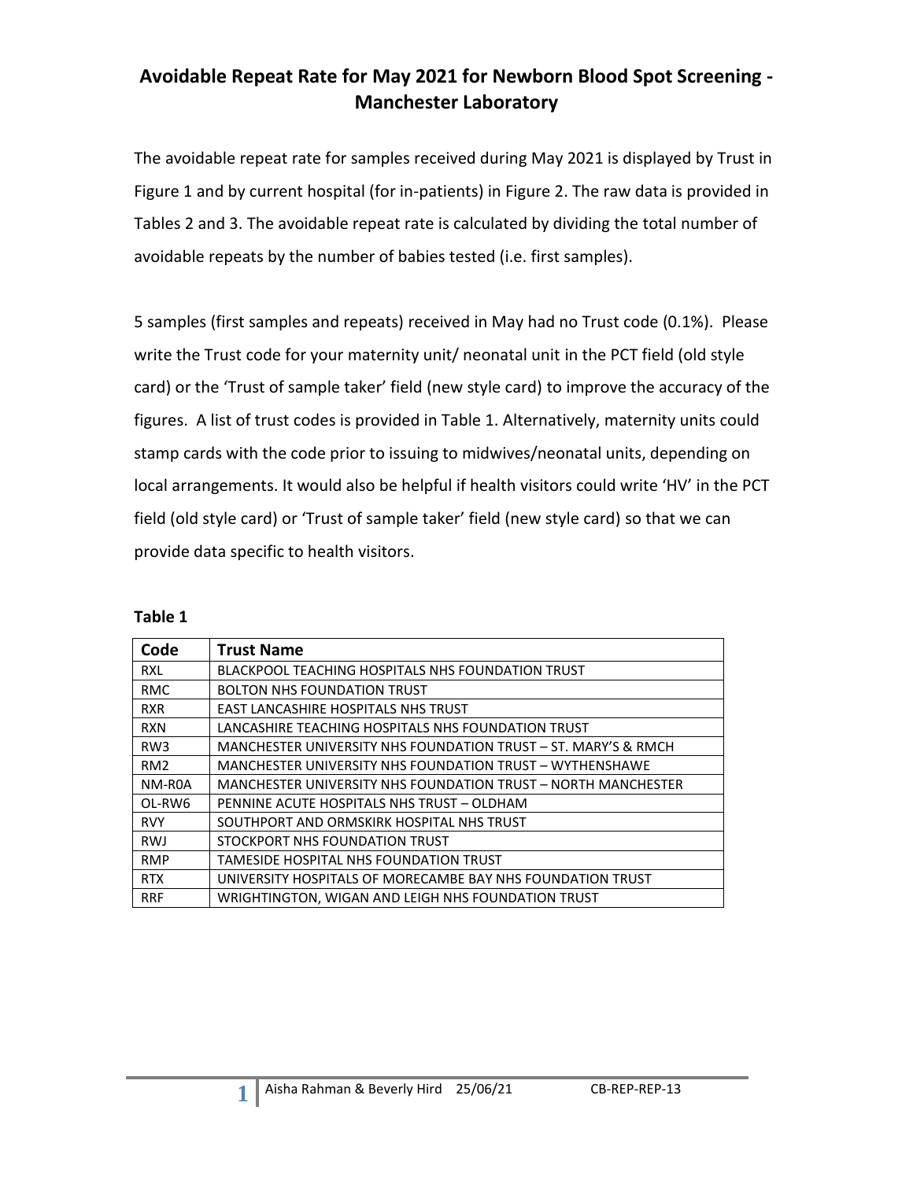# Avoidable Repeat Rate for May 2021 for Newborn Blood Spot Screening - Manchester Laboratory

The avoidable repeat rate for samples received during May 2021 is displayed by Trust in Figure 1 and by current hospital (for in-patients) in Figure 2. The raw data is provided in Tables 2 and 3. The avoidable repeat rate is calculated by dividing the total number of avoidable repeats by the number of babies tested (i.e. first samples).

5 samples (first samples and repeats) received in May had no Trust code (0.1%). Please write the Trust code for your maternity unit/ neonatal unit in the PCT field (old style card) or the 'Trust of sample taker' field (new style card) to improve the accuracy of the figures. A list of trust codes is provided in Table 1. Alternatively, maternity units could stamp cards with the code prior to issuing to midwives/neonatal units, depending on local arrangements. It would also be helpful if health visitors could write 'HV' in the PCT field (old style card) or 'Trust of sample taker' field (new style card) so that we can provide data specific to health visitors.

**Table 1**

| Code | Trust Name |
|---|---|
| RXL | BLACKPOOL TEACHING HOSPITALS NHS FOUNDATION TRUST |
| RMC | BOLTON NHS FOUNDATION TRUST |
| RXR | EAST LANCASHIRE HOSPITALS NHS TRUST |
| RXN | LANCASHIRE TEACHING HOSPITALS NHS FOUNDATION TRUST |
| RW3 | MANCHESTER UNIVERSITY NHS FOUNDATION TRUST – ST. MARY'S & RMCH |
| RM2 | MANCHESTER UNIVERSITY NHS FOUNDATION TRUST – WYTHENSHAWE |
| NM-R0A | MANCHESTER UNIVERSITY NHS FOUNDATION TRUST – NORTH MANCHESTER |
| OL-RW6 | PENNINE ACUTE HOSPITALS NHS TRUST – OLDHAM |
| RVY | SOUTHPORT AND ORMSKIRK HOSPITAL NHS TRUST |
| RWJ | STOCKPORT NHS FOUNDATION TRUST |
| RMP | TAMESIDE HOSPITAL NHS FOUNDATION TRUST |
| RTX | UNIVERSITY HOSPITALS OF MORECAMBE BAY NHS FOUNDATION TRUST |
| RRF | WRIGHTINGTON, WIGAN AND LEIGH NHS FOUNDATION TRUST |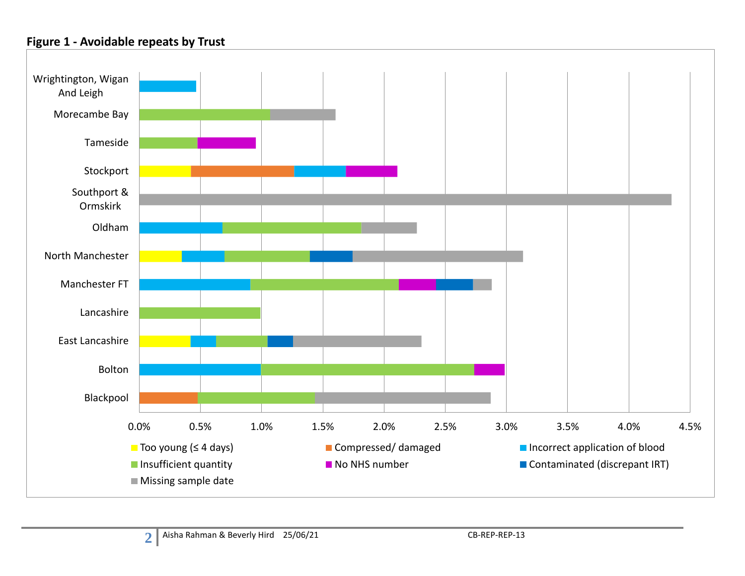**Figure 1 - Avoidable repeats by Trust**

| Trust | Too young (≤ 4 days) | Compressed/ damaged | Incorrect application of blood | Insufficient quantity | No NHS number | Contaminated (discrepant IRT) | Missing sample date |
|---|---|---|---|---|---|---|---|
| Wrightington, Wigan And Leigh | | | ✓ | | | | |
| Morecambe Bay | | | | ✓ | | | ✓ |
| Tameside | | | | ✓ | ✓ | | |
| Stockport | ✓ | ✓ | ✓ | | ✓ | | |
| Southport & Ormskirk | | | | | | | ✓ |
| Oldham | | | ✓ | ✓ | | | ✓ |
| North Manchester | ✓ | | ✓ | ✓ | | ✓ | ✓ |
| Manchester FT | | | ✓ | ✓ | ✓ | ✓ | ✓ |
| Lancashire | | | | ✓ | | | |
| East Lancashire | ✓ | | ✓ | ✓ | | ✓ | ✓ |
| Bolton | | | ✓ | ✓ | ✓ | | |
| Blackpool | | ✓ | | ✓ | | | ✓ |

Approximate bar totals (x-axis 0.0%–4.5%): Wrightington, Wigan And Leigh ≈0.47%; Morecambe Bay ≈1.6%; Tameside ≈0.95%; Stockport ≈2.1%; Southport & Ormskirk ≈4.35%; Oldham ≈2.27%; North Manchester ≈3.14%; Manchester FT ≈2.88%; Lancashire ≈0.99%; East Lancashire ≈2.3%; Bolton ≈2.98%; Blackpool ≈2.87%.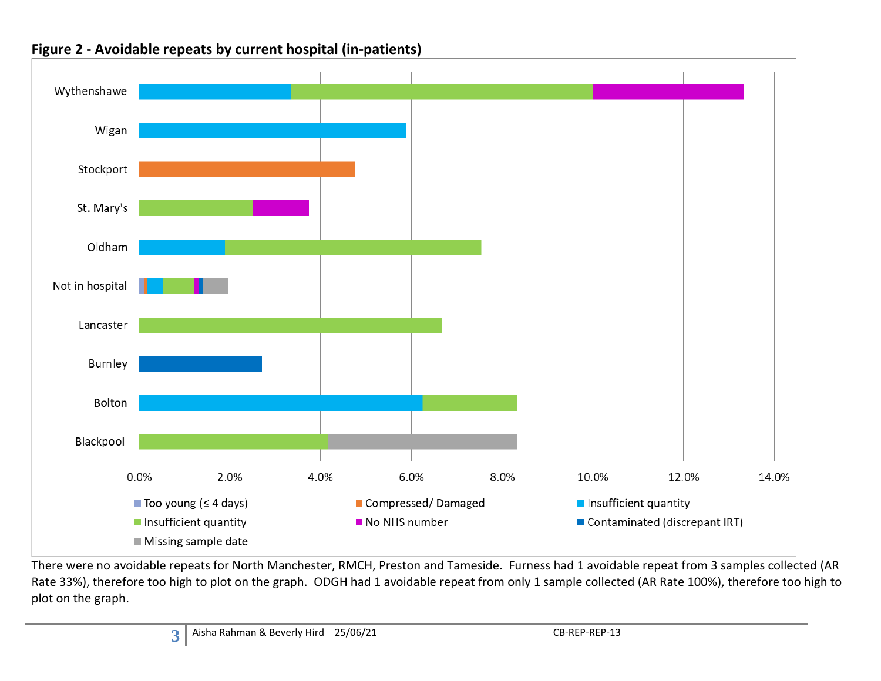**Figure 2 - Avoidable repeats by current hospital (in-patients)**

There were no avoidable repeats for North Manchester, RMCH, Preston and Tameside. Furness had 1 avoidable repeat from 3 samples collected (AR Rate 33%), therefore too high to plot on the graph. ODGH had 1 avoidable repeat from only 1 sample collected (AR Rate 100%), therefore too high to plot on the graph.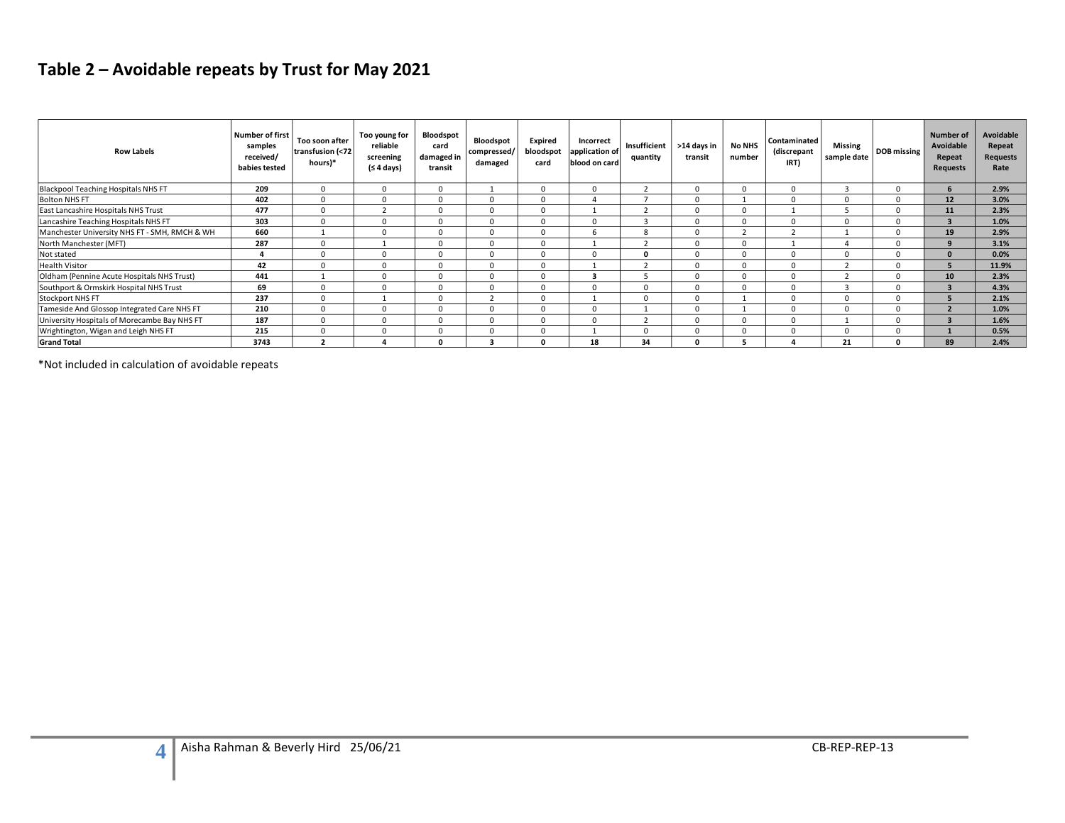## Table 2 – Avoidable repeats by Trust for May 2021

| Row Labels | Number of first samples received/ babies tested | Too soon after transfusion (<72 hours)* | Too young for reliable screening (≤ 4 days) | Bloodspot card damaged in transit | Bloodspot compressed/ damaged | Expired bloodspot card | Incorrect application of blood on card | Insufficient quantity | >14 days in transit | No NHS number | Contaminated (discrepant IRT) | Missing sample date | DOB missing | Number of Avoidable Repeat Requests | Avoidable Repeat Requests Rate |
|---|---|---|---|---|---|---|---|---|---|---|---|---|---|---|---|
| Blackpool Teaching Hospitals NHS FT | **209** | 0 | 0 | 0 | 1 | 0 | 0 | 2 | 0 | 0 | 0 | 3 | 0 | **6** | **2.9%** |
| Bolton NHS FT | **402** | 0 | 0 | 0 | 0 | 0 | 4 | 7 | 0 | 1 | 0 | 0 | 0 | **12** | **3.0%** |
| East Lancashire Hospitals NHS Trust | **477** | 0 | 2 | 0 | 0 | 0 | 1 | 2 | 0 | 0 | 1 | 5 | 0 | **11** | **2.3%** |
| Lancashire Teaching Hospitals NHS FT | **303** | 0 | 0 | 0 | 0 | 0 | 0 | 3 | 0 | 0 | 0 | 0 | 0 | **3** | **1.0%** |
| Manchester University NHS FT - SMH, RMCH & WH | **660** | 1 | 0 | 0 | 0 | 0 | 6 | 8 | 0 | 2 | 2 | 1 | 0 | **19** | **2.9%** |
| North Manchester (MFT) | **287** | 0 | 1 | 0 | 0 | 0 | 1 | 2 | 0 | 0 | 1 | 4 | 0 | **9** | **3.1%** |
| Not stated | **4** | 0 | 0 | 0 | 0 | 0 | 0 | **0** | 0 | 0 | 0 | 0 | 0 | **0** | **0.0%** |
| Health Visitor | **42** | 0 | 0 | 0 | 0 | 0 | 1 | 2 | 0 | 0 | 0 | 2 | 0 | **5** | **11.9%** |
| Oldham (Pennine Acute Hospitals NHS Trust) | **441** | 1 | 0 | 0 | 0 | 0 | **3** | 5 | 0 | 0 | 0 | 2 | 0 | **10** | **2.3%** |
| Southport & Ormskirk Hospital NHS Trust | **69** | 0 | 0 | 0 | 0 | 0 | 0 | 0 | 0 | 0 | 0 | 3 | 0 | **3** | **4.3%** |
| Stockport NHS FT | **237** | 0 | 1 | 0 | 2 | 0 | 1 | 0 | 0 | 1 | 0 | 0 | 0 | **5** | **2.1%** |
| Tameside And Glossop Integrated Care NHS FT | **210** | 0 | 0 | 0 | 0 | 0 | 0 | 1 | 0 | 1 | 0 | 0 | 0 | **2** | **1.0%** |
| University Hospitals of Morecambe Bay NHS FT | **187** | 0 | 0 | 0 | 0 | 0 | 0 | 2 | 0 | 0 | 0 | 1 | 0 | **3** | **1.6%** |
| Wrightington, Wigan and Leigh NHS FT | **215** | 0 | 0 | 0 | 0 | 0 | 1 | 0 | 0 | 0 | 0 | 0 | 0 | **1** | **0.5%** |
| **Grand Total** | **3743** | **2** | **4** | **0** | **3** | **0** | **18** | **34** | **0** | **5** | **4** | **21** | **0** | **89** | **2.4%** |

*Not included in calculation of avoidable repeats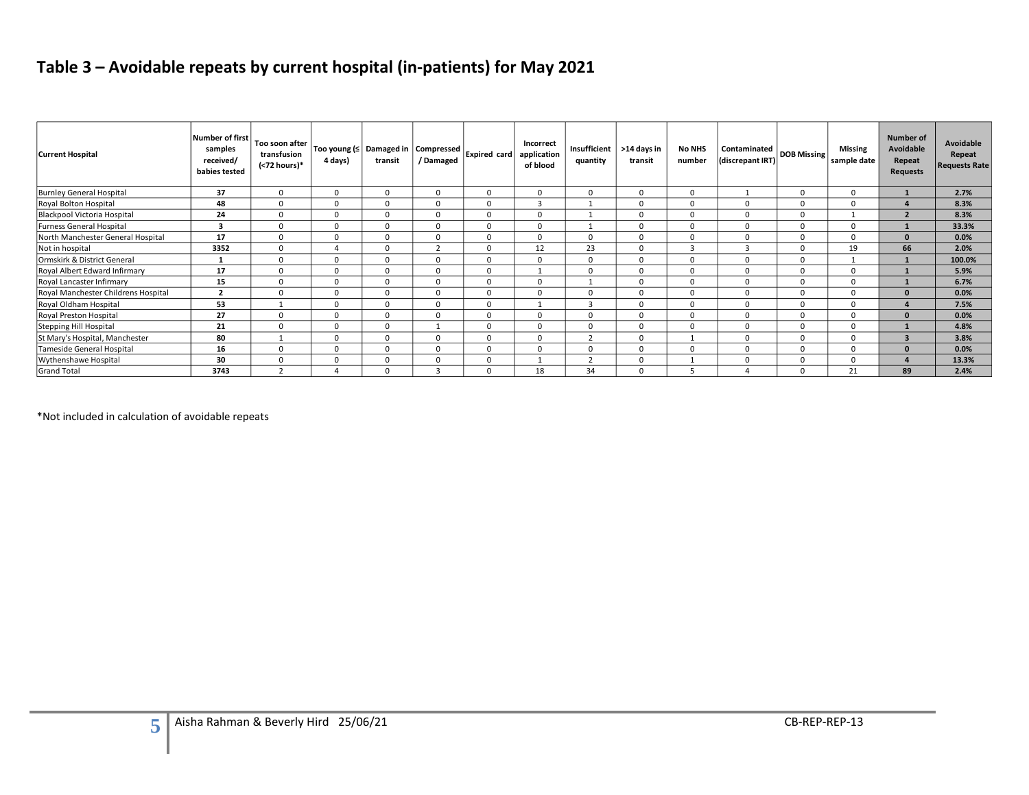## Table 3 – Avoidable repeats by current hospital (in-patients) for May 2021

| Current Hospital | Number of first samples received/ babies tested | Too soon after transfusion (<72 hours)* | Too young (≤ 4 days) | Damaged in transit | Compressed / Damaged | Expired card | Incorrect application of blood | Insufficient quantity | >14 days in transit | No NHS number | Contaminated (discrepant IRT) | DOB Missing | Missing sample date | Number of Avoidable Repeat Requests | Avoidable Repeat Requests Rate |
|---|---|---|---|---|---|---|---|---|---|---|---|---|---|---|---|
| Burnley General Hospital | **37** | 0 | 0 | 0 | 0 | 0 | 0 | 0 | 0 | 0 | 1 | 0 | 0 | **1** | **2.7%** |
| Royal Bolton Hospital | **48** | 0 | 0 | 0 | 0 | 0 | 3 | 1 | 0 | 0 | 0 | 0 | 0 | **4** | **8.3%** |
| Blackpool Victoria Hospital | **24** | 0 | 0 | 0 | 0 | 0 | 0 | 1 | 0 | 0 | 0 | 0 | 1 | **2** | **8.3%** |
| Furness General Hospital | **3** | 0 | 0 | 0 | 0 | 0 | 0 | 1 | 0 | 0 | 0 | 0 | 0 | **1** | **33.3%** |
| North Manchester General Hospital | **17** | 0 | 0 | 0 | 0 | 0 | 0 | 0 | 0 | 0 | 0 | 0 | 0 | **0** | **0.0%** |
| Not in hospital | **3352** | 0 | 4 | 0 | 2 | 0 | 12 | 23 | 0 | 3 | 3 | 0 | 19 | **66** | **2.0%** |
| Ormskirk & District General | **1** | 0 | 0 | 0 | 0 | 0 | 0 | 0 | 0 | 0 | 0 | 0 | 1 | **1** | **100.0%** |
| Royal Albert Edward Infirmary | **17** | 0 | 0 | 0 | 0 | 0 | 1 | 0 | 0 | 0 | 0 | 0 | 0 | **1** | **5.9%** |
| Royal Lancaster Infirmary | **15** | 0 | 0 | 0 | 0 | 0 | 0 | 1 | 0 | 0 | 0 | 0 | 0 | **1** | **6.7%** |
| Royal Manchester Childrens Hospital | **2** | 0 | 0 | 0 | 0 | 0 | 0 | 0 | 0 | 0 | 0 | 0 | 0 | **0** | **0.0%** |
| Royal Oldham Hospital | **53** | 1 | 0 | 0 | 0 | 0 | 1 | 3 | 0 | 0 | 0 | 0 | 0 | **4** | **7.5%** |
| Royal Preston Hospital | **27** | 0 | 0 | 0 | 0 | 0 | 0 | 0 | 0 | 0 | 0 | 0 | 0 | **0** | **0.0%** |
| Stepping Hill Hospital | **21** | 0 | 0 | 0 | 1 | 0 | 0 | 0 | 0 | 0 | 0 | 0 | 0 | **1** | **4.8%** |
| St Mary's Hospital, Manchester | **80** | 1 | 0 | 0 | 0 | 0 | 0 | 2 | 0 | 1 | 0 | 0 | 0 | **3** | **3.8%** |
| Tameside General Hospital | **16** | 0 | 0 | 0 | 0 | 0 | 0 | 0 | 0 | 0 | 0 | 0 | 0 | **0** | **0.0%** |
| Wythenshawe Hospital | **30** | 0 | 0 | 0 | 0 | 0 | 1 | 2 | 0 | 1 | 0 | 0 | 0 | **4** | **13.3%** |
| Grand Total | **3743** | 2 | 4 | 0 | 3 | 0 | 18 | 34 | 0 | 5 | 4 | 0 | 21 | **89** | **2.4%** |

*Not included in calculation of avoidable repeats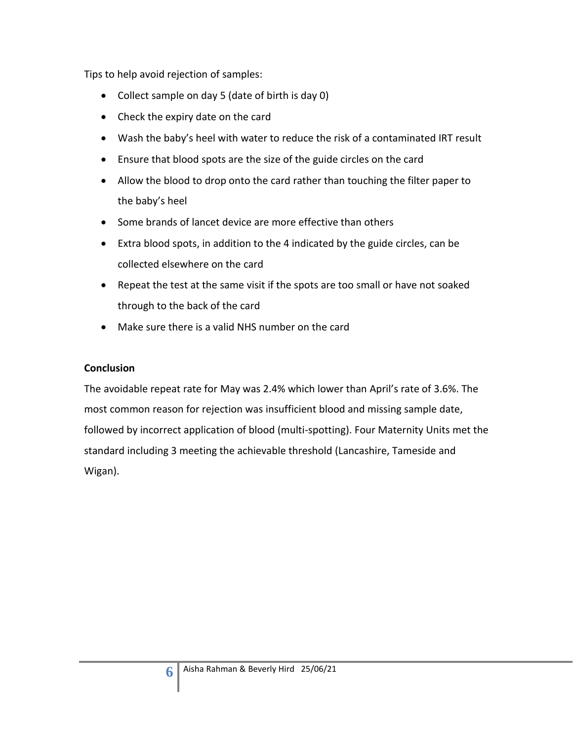Tips to help avoid rejection of samples:

- Collect sample on day 5 (date of birth is day 0)
- Check the expiry date on the card
- Wash the baby's heel with water to reduce the risk of a contaminated IRT result
- Ensure that blood spots are the size of the guide circles on the card
- Allow the blood to drop onto the card rather than touching the filter paper to the baby's heel
- Some brands of lancet device are more effective than others
- Extra blood spots, in addition to the 4 indicated by the guide circles, can be collected elsewhere on the card
- Repeat the test at the same visit if the spots are too small or have not soaked through to the back of the card
- Make sure there is a valid NHS number on the card

**Conclusion**

The avoidable repeat rate for May was 2.4% which lower than April's rate of 3.6%. The most common reason for rejection was insufficient blood and missing sample date, followed by incorrect application of blood (multi-spotting). Four Maternity Units met the standard including 3 meeting the achievable threshold (Lancashire, Tameside and Wigan).